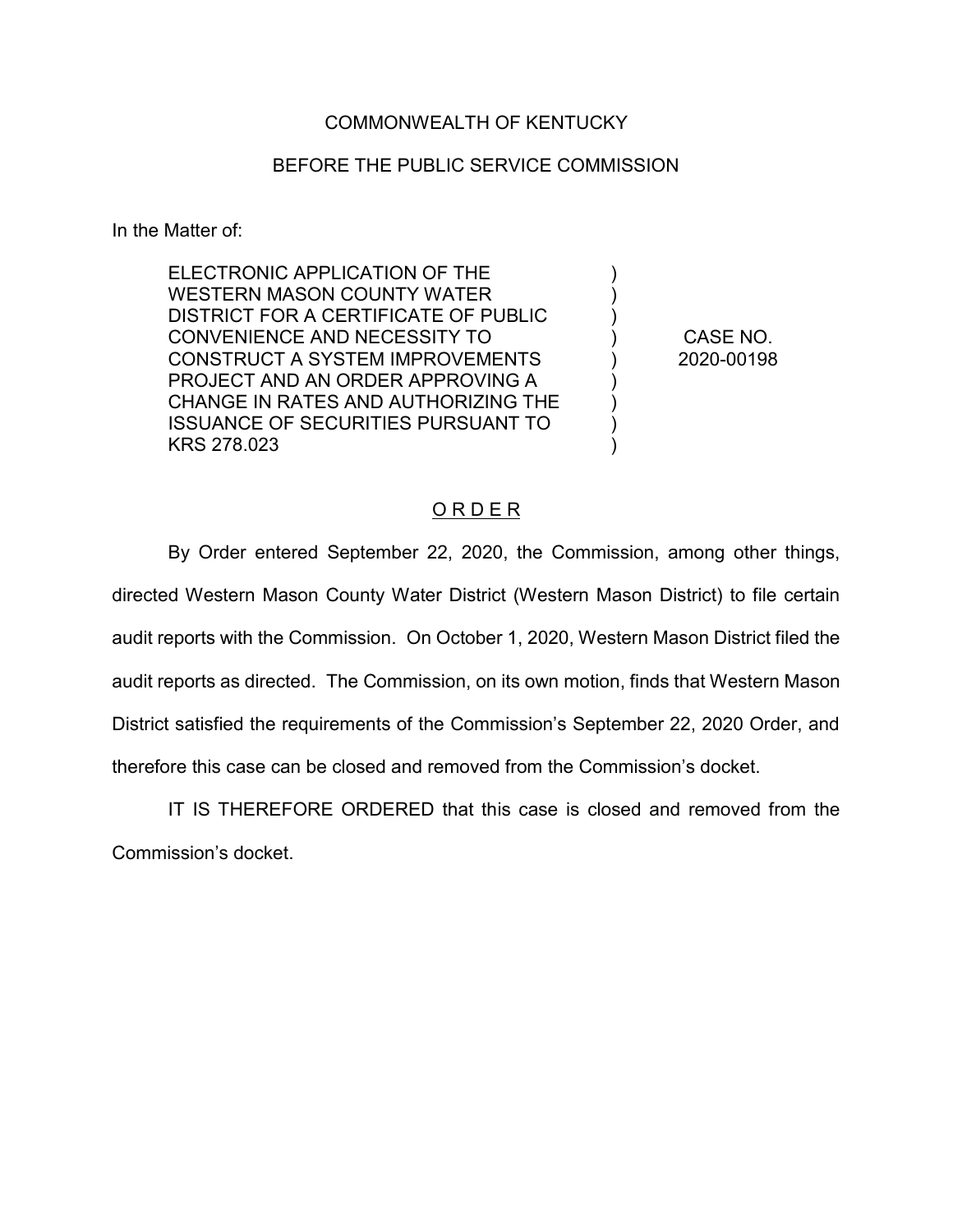COMMONWEALTH OF KENTUCKY

BEFORE THE PUBLIC SERVICE COMMISSION

In the Matter of:

| | | |
|---|---|---|
| ELECTRONIC APPLICATION OF THE WESTERN MASON COUNTY WATER DISTRICT FOR A CERTIFICATE OF PUBLIC CONVENIENCE AND NECESSITY TO CONSTRUCT A SYSTEM IMPROVEMENTS PROJECT AND AN ORDER APPROVING A CHANGE IN RATES AND AUTHORIZING THE ISSUANCE OF SECURITIES PURSUANT TO KRS 278.023 | ) ) ) ) ) ) ) ) ) | CASE NO. 2020-00198 |

## ORDER

By Order entered September 22, 2020, the Commission, among other things, directed Western Mason County Water District (Western Mason District) to file certain audit reports with the Commission. On October 1, 2020, Western Mason District filed the audit reports as directed. The Commission, on its own motion, finds that Western Mason District satisfied the requirements of the Commission's September 22, 2020 Order, and therefore this case can be closed and removed from the Commission's docket.

IT IS THEREFORE ORDERED that this case is closed and removed from the Commission's docket.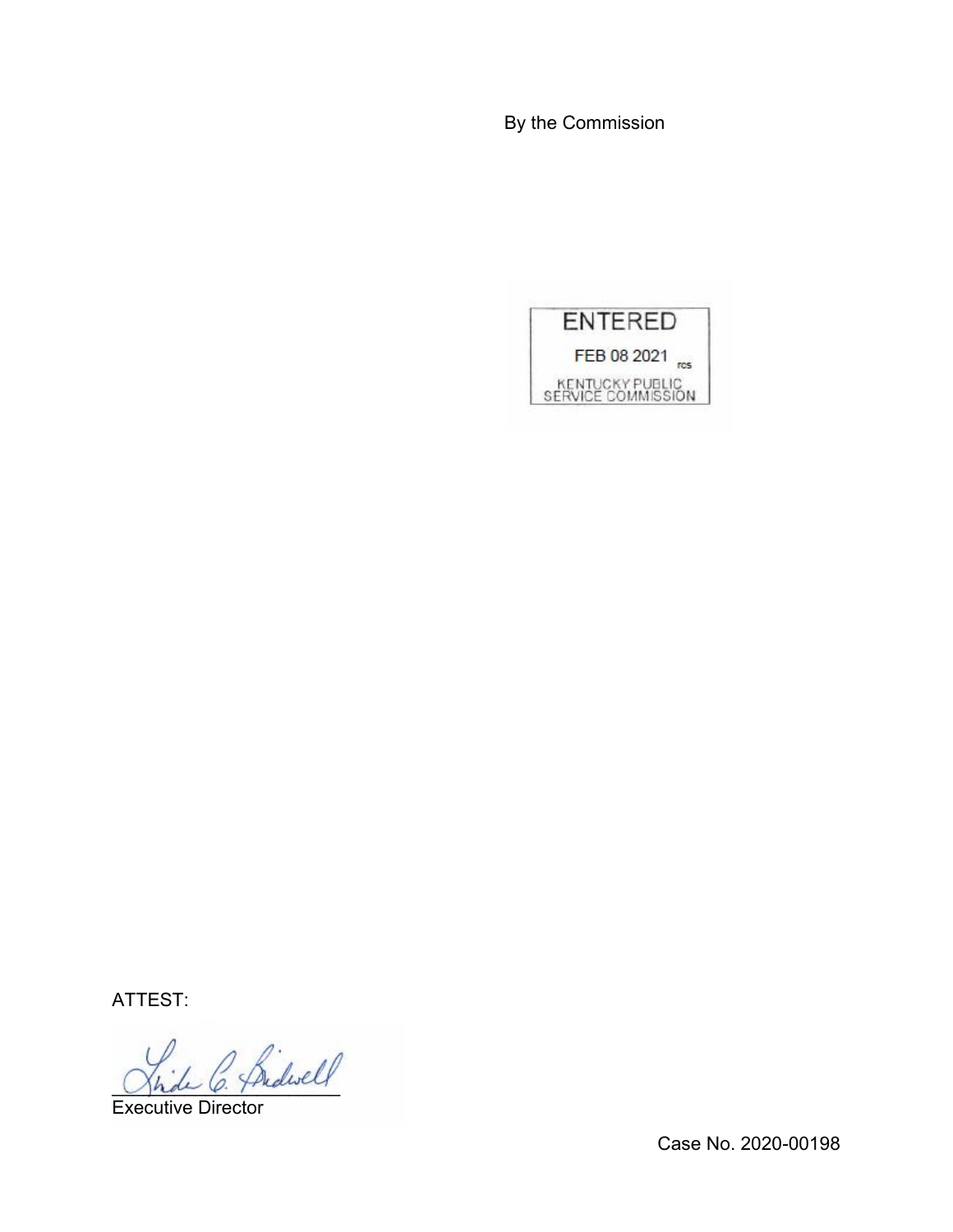By the Commission

ENTERED

FEB 08 2021

KENTUCKY PUBLIC SERVICE COMMISSION

ATTEST:

Executive Director

Case No. 2020-00198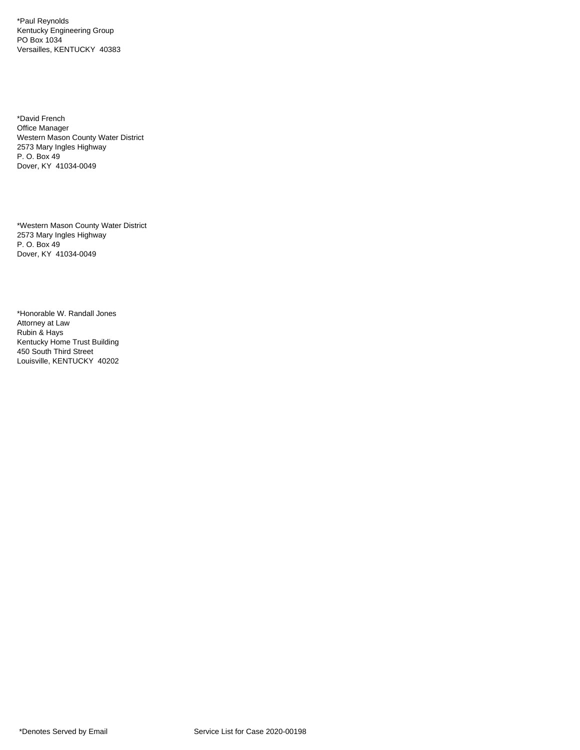*Paul Reynolds
Kentucky Engineering Group
PO Box 1034
Versailles, KENTUCKY  40383

*David French
Office Manager
Western Mason County Water District
2573 Mary Ingles Highway
P. O. Box 49
Dover, KY  41034-0049

*Western Mason County Water District
2573 Mary Ingles Highway
P. O. Box 49
Dover, KY  41034-0049

*Honorable W. Randall Jones
Attorney at Law
Rubin & Hays
Kentucky Home Trust Building
450 South Third Street
Louisville, KENTUCKY  40202

*Denotes Served by Email

Service List for Case 2020-00198